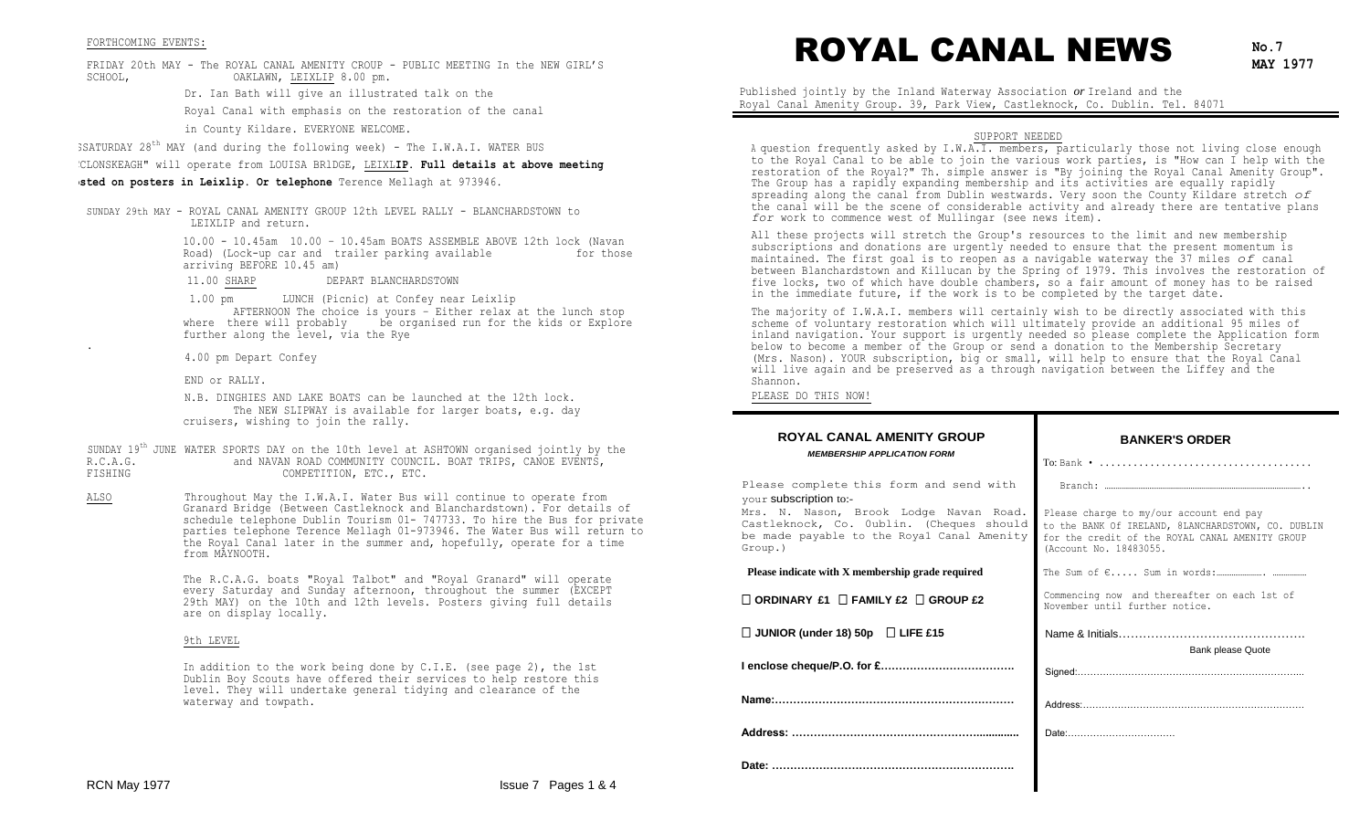# ROYAL CANAL NEWS

**No.7**
**MAY 1977**

Published jointly by the Inland Waterway Association *or* Ireland and the Royal Canal Amenity Group. 39, Park View, Castleknock, Co. Dublin. Tel. 84071

## SUPPORT NEEDED

A question frequently asked by I.W.A.I. members, particularly those not living close enough to the Royal Canal to be able to join the various work parties, is "How can I help with the restoration of the Royal?" Th. simple answer is "By joining the Royal Canal Amenity Group". The Group has a rapidly expanding membership and its activities are equally rapidly spreading along the canal from Dublin westwards. Very soon the County Kildare stretch *of* the canal will be the scene of considerable activity and already there are tentative plans *for* work to commence west of Mullingar (see news item).

All these projects will stretch the Group's resources to the limit and new membership subscriptions and donations are urgently needed to ensure that the present momentum is maintained. The first goal is to reopen as a navigable waterway the 37 miles *of* canal between Blanchardstown and Killucan by the Spring of 1979. This involves the restoration of five locks, two of which have double chambers, so a fair amount of money has to be raised in the immediate future, if the work is to be completed by the target date.

The majority of I.W.A.I. members will certainly wish to be directly associated with this scheme of voluntary restoration which will ultimately provide an additional 95 miles of inland navigation. Your support is urgently needed so please complete the Application form below to become a member of the Group or send a donation to the Membership Secretary (Mrs. Nason). YOUR subscription, big or small, will help to ensure that the Royal Canal will live again and be preserved as a through navigation between the Liffey and the Shannon.

PLEASE DO THIS NOW!

## FORTHCOMING EVENTS:

FRIDAY 20th MAY - The ROYAL CANAL AMENITY CROUP - PUBLIC MEETING In the NEW GIRL'S SCHOOL, OAKLAWN, LEIXLIP 8.00 pm.

Dr. Ian Bath will give an illustrated talk on the Royal Canal with emphasis on the restoration of the canal in County Kildare. EVERYONE WELCOME.

SATURDAY 28th MAY (and during the following week) - The I.W.A.I. WATER BUS "CLONSKEAGH" will operate from LOUISA BRIDGE, LEIXLIP. **Full details at above meeting posted on posters in Leixlip. Or telephone** Terence Mellagh at 973946.

SUNDAY 29th MAY - ROYAL CANAL AMENITY GROUP 12th LEVEL RALLY - BLANCHARDSTOWN to LEIXLIP and return.

10.00 - 10.45am BOATS ASSEMBLE ABOVE 12th lock (Navan Road) (Lock-up car and trailer parking available for those arriving BEFORE 10.45 am)

11.00 SHARP DEPART BLANCHARDSTOWN

1.00 pm LUNCH (Picnic) at Confey near Leixlip

AFTERNOON The choice is yours – Either relax at the lunch stop where there will probably be organised run for the kids or Explore further along the level, via the Rye

4.00 pm Depart Confey

END or RALLY.

N.B. DINGHIES AND LAKE BOATS can be launched at the 12th lock. The NEW SLIPWAY is available for larger boats, e.g. day cruisers, wishing to join the rally.

SUNDAY 19th JUNE WATER SPORTS DAY on the 10th level at ASHTOWN organised jointly by the R.C.A.G. and NAVAN ROAD COMMUNITY COUNCIL. BOAT TRIPS, CANOE EVENTS, FISHING COMPETITION, ETC., ETC.

ALSO Throughout May the I.W.A.I. Water Bus will continue to operate from Granard Bridge (Between Castleknock and Blanchardstown). For details of schedule telephone Dublin Tourism 01- 747733. To hire the Bus for private parties telephone Terence Mellagh 01-973946. The Water Bus will return to the Royal Canal later in the summer and, hopefully, operate for a time from MAYNOOTH.

The R.C.A.G. boats "Royal Talbot" and "Royal Granard" will operate every Saturday and Sunday afternoon, throughout the summer (EXCEPT 29th MAY) on the 10th and 12th levels. Posters giving full details are on display locally.

### 9th LEVEL

In addition to the work being done by C.I.E. (see page 2), the 1st Dublin Boy Scouts have offered their services to help restore this level. They will undertake general tidying and clearance of the waterway and towpath.

---

## ROYAL CANAL AMENITY GROUP

***MEMBERSHIP APPLICATION FORM***

Please complete this form and send with your subscription to:-

Mrs. N. Nason, Brook Lodge Navan Road. Castleknock, Co. Oublin. (Cheques should be made payable to the Royal Canal Amenity Group.)

**Please indicate with X membership grade required**

**☐ ORDINARY £1 ☐ FAMILY £2 ☐ GROUP £2**

**☐ JUNIOR (under 18) 50p ☐ LIFE £15**

**I enclose cheque/P.O. for £………………………………**

**Name:…………………………………………………………**

**Address: …………………………………………..............**

**Date: …………………………………………………………**

## BANKER'S ORDER

To: Bank • ......................................

Branch: ……………………………………………..

Please charge to my/our account end pay to the BANK OF IRELAND, BLANCHARDSTOWN, CO. DUBLIN for the credit of the ROYAL CANAL AMENITY GROUP (Account No. 18483055.

The Sum of €..... Sum in words:…………………. …………….

Commencing now and thereafter on each 1st of November until further notice.

Name & Initials……………………………………….

Bank please Quote

Signed:………………………………………………………….

Address:…………………………………………………………

Date:…………………………….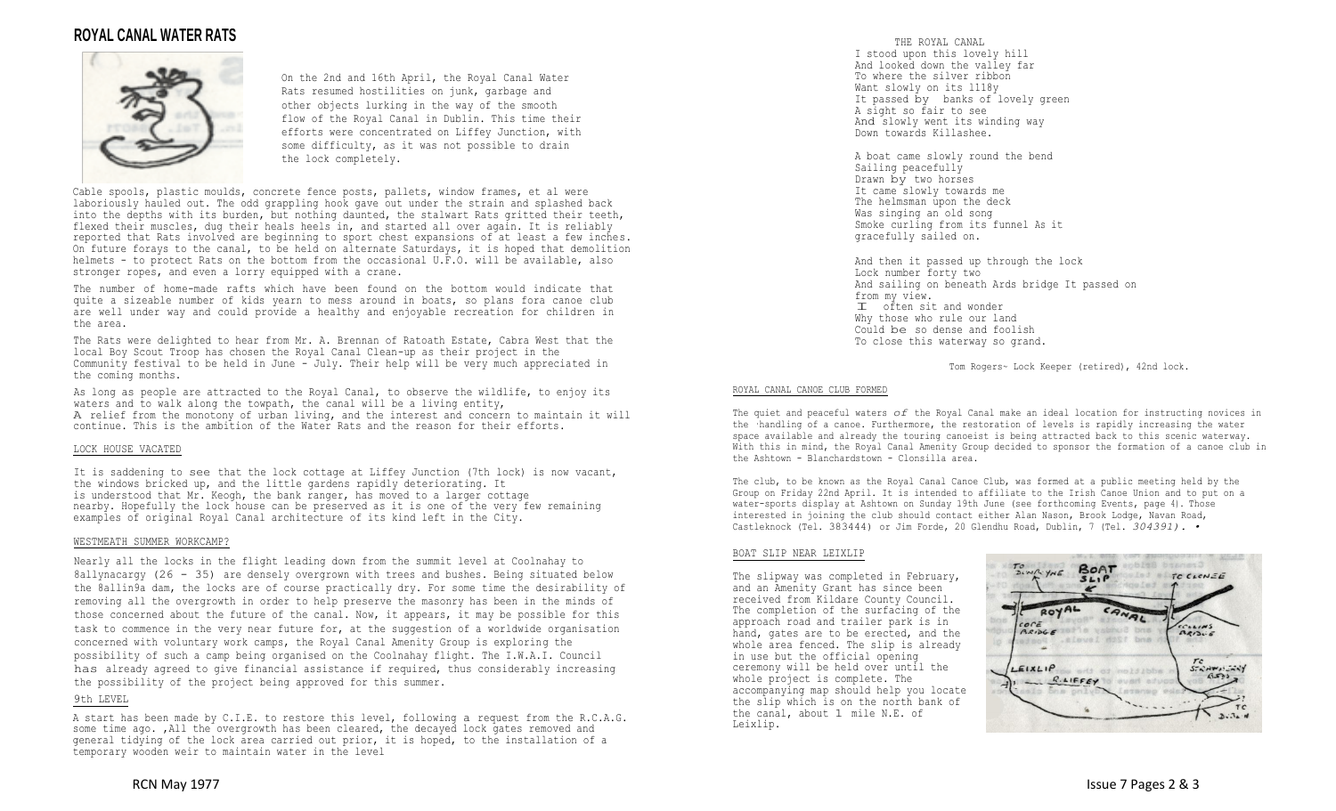# ROYAL CANAL WATER RATS

On the 2nd and 16th April, the Royal Canal Water Rats resumed hostilities on junk, garbage and other objects lurking in the way of the smooth flow of the Royal Canal in Dublin. This time their efforts were concentrated on Liffey Junction, with some difficulty, as it was not possible to drain the lock completely.

Cable spools, plastic moulds, concrete fence posts, pallets, window frames, et al were laboriously hauled out. The odd grappling hook gave out under the strain and splashed back into the depths with its burden, but nothing daunted, the stalwart Rats gritted their teeth, flexed their muscles, dug their heals heels in, and started all over again. It is reliably reported that Rats involved are beginning to sport chest expansions of at least a few inches. On future forays to the canal, to be held on alternate Saturdays, it is hoped that demolition helmets - to protect Rats on the bottom from the occasional U.F.O. will be available, also stronger ropes, and even a lorry equipped with a crane.

The number of home-made rafts which have been found on the bottom would indicate that quite a sizeable number of kids yearn to mess around in boats, so plans fora canoe club are well under way and could provide a healthy and enjoyable recreation for children in the area.

The Rats were delighted to hear from Mr. A. Brennan of Ratoath Estate, Cabra West that the local Boy Scout Troop has chosen the Royal Canal Clean-up as their project in the Community festival to be held in June - July. Their help will be very much appreciated in the coming months.

As long as people are attracted to the Royal Canal, to observe the wildlife, to enjoy its waters and to walk along the towpath, the canal will be a living entity,
A relief from the monotony of urban living, and the interest and concern to maintain it will continue. This is the ambition of the Water Rats and the reason for their efforts.

## LOCK HOUSE VACATED

It is saddening to see that the lock cottage at Liffey Junction (7th lock) is now vacant, the windows bricked up, and the little gardens rapidly deteriorating. It is understood that Mr. Keogh, the bank ranger, has moved to a larger cottage nearby. Hopefully the lock house can be preserved as it is one of the very few remaining examples of original Royal Canal architecture of its kind left in the City.

## WESTMEATH SUMMER WORKCAMP?

Nearly all the locks in the flight leading down from the summit level at Coolnahay to 8allynacargy (26 - 35) are densely overgrown with trees and bushes. Being situated below the 8allin9a dam, the locks are of course practically dry. For some time the desirability of removing all the overgrowth in order to help preserve the masonry has been in the minds of those concerned about the future of the canal. Now, it appears, it may be possible for this task to commence in the very near future for, at the suggestion of a worldwide organisation concerned with voluntary work camps, the Royal Canal Amenity Group is exploring the possibility of such a camp being organised on the Coolnahay flight. The I.W.A.I. Council has already agreed to give financial assistance if required, thus considerably increasing the possibility of the project being approved for this summer.

## 9th LEVEL

A start has been made by C.I.E. to restore this level, following a request from the R.C.A.G. some time ago. ,All the overgrowth has been cleared, the decayed lock gates removed and general tidying of the lock area carried out prior, it is hoped, to the installation of a temporary wooden weir to maintain water in the level

THE ROYAL CANAL

I stood upon this lovely hill
And looked down the valley far
To where the silver ribbon
Want slowly on its 1118y
It passed by banks of lovely green
A sight so fair to see
And slowly went its winding way
Down towards Killashee.

A boat came slowly round the bend
Sailing peacefully
Drawn by two horses
It came slowly towards me
The helmsman upon the deck
Was singing an old song
Smoke curling from its funnel As it
gracefully sailed on.

And then it passed up through the lock
Lock number forty two
And sailing on beneath Ards bridge It passed on
from my view.
I often sit and wonder
Why those who rule our land
Could be so dense and foolish
To close this waterway so grand.

Tom Rogers~ Lock Keeper (retired), 42nd lock.

## ROYAL CANAL CANOE CLUB FORMED

The quiet and peaceful waters of the Royal Canal make an ideal location for instructing novices in the handling of a canoe. Furthermore, the restoration of levels is rapidly increasing the water space available and already the touring canoeist is being attracted back to this scenic waterway. With this in mind, the Royal Canal Amenity Group decided to sponsor the formation of a canoe club in the Ashtown - Blanchardstown - Clonsilla area.

The club, to be known as the Royal Canal Canoe Club, was formed at a public meeting held by the Group on Friday 22nd April. It is intended to affiliate to the Irish Canoe Union and to put on a water-sports display at Ashtown on Sunday 19th June (see forthcoming Events, page 4). Those interested in joining the club should contact either Alan Nason, Brook Lodge, Navan Road, Castleknock (Tel. 383444) or Jim Forde, 20 Glendhu Road, Dublin, 7 (Tel. *304391*).

## BOAT SLIP NEAR LEIXLIP

The slipway was completed in February, and an Amenity Grant has since been received from Kildare County Council. The completion of the surfacing of the approach road and trailer park is in hand, gates are to be erected, and the whole area fenced. The slip is already in use but the official opening ceremony will be held over until the whole project is complete. The accompanying map should help you locate the slip which is on the north bank of the canal, about 1 mile N.E. of Leixlip.

TO DUNBOYNE
BOAT SLIP
TO CLONEE
ROYAL CANAL
COPE BRIDGE
COLLINS BRIDGE
LEIXLIP
R. LIFFEY
TO STRAWBERRY BEDS
TO DUBLIN